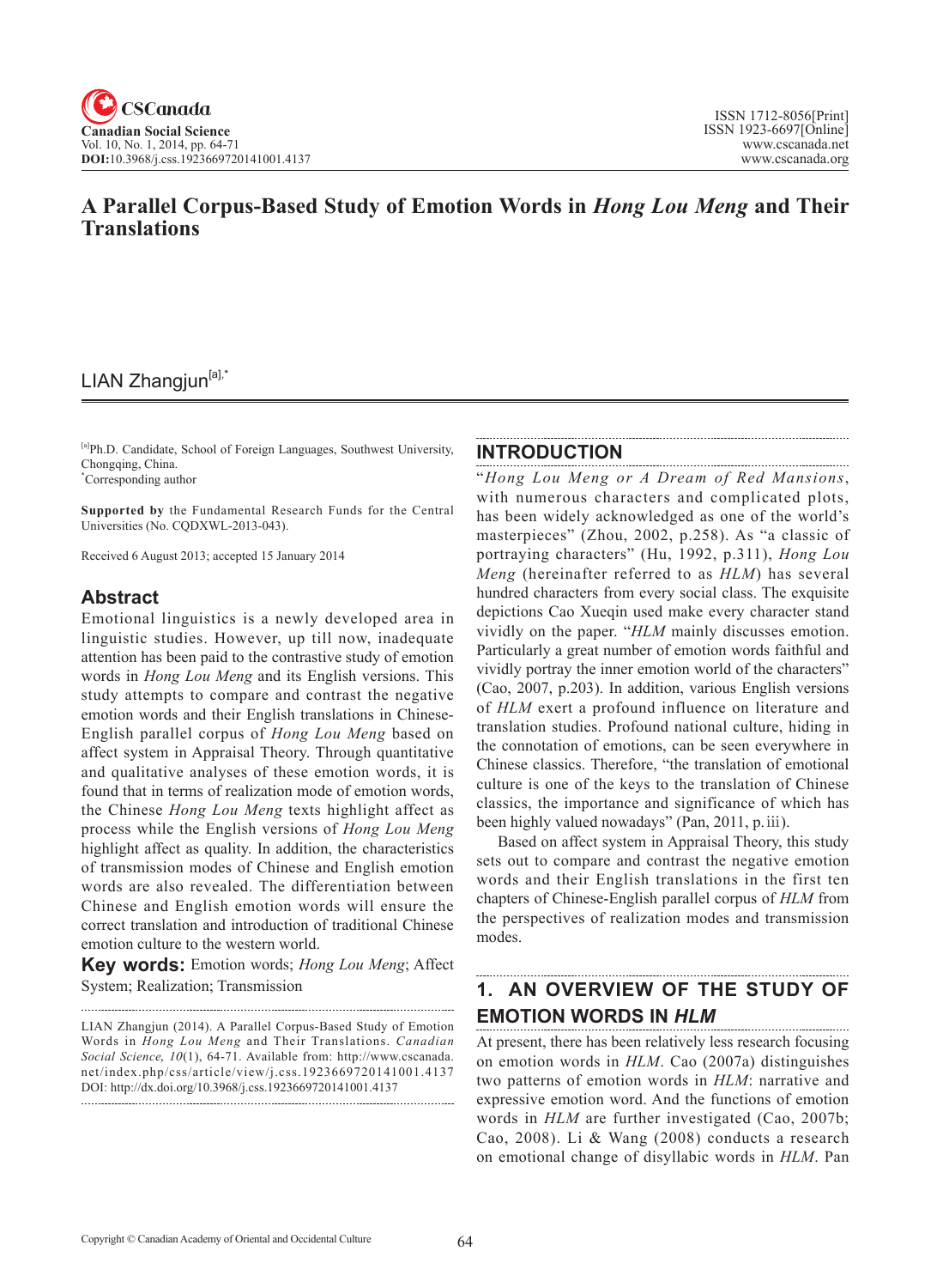# A Parallel Corpus-Based Study of Emotion Words in *Hong Lou Meng* and Their Translations

LIAN Zhangjun[a],*

[a]Ph.D. Candidate, School of Foreign Languages, Southwest University, Chongqing, China.
*Corresponding author

**Supported by** the Fundamental Research Funds for the Central Universities (No. CQDXWL-2013-043).

Received 6 August 2013; accepted 15 January 2014

## Abstract

Emotional linguistics is a newly developed area in linguistic studies. However, up till now, inadequate attention has been paid to the contrastive study of emotion words in *Hong Lou Meng* and its English versions. This study attempts to compare and contrast the negative emotion words and their English translations in Chinese-English parallel corpus of *Hong Lou Meng* based on affect system in Appraisal Theory. Through quantitative and qualitative analyses of these emotion words, it is found that in terms of realization mode of emotion words, the Chinese *Hong Lou Meng* texts highlight affect as process while the English versions of *Hong Lou Meng* highlight affect as quality. In addition, the characteristics of transmission modes of Chinese and English emotion words are also revealed. The differentiation between Chinese and English emotion words will ensure the correct translation and introduction of traditional Chinese emotion culture to the western world.

**Key words:** Emotion words; *Hong Lou Meng*; Affect System; Realization; Transmission

LIAN Zhangjun (2014). A Parallel Corpus-Based Study of Emotion Words in *Hong Lou Meng* and Their Translations. *Canadian Social Science, 10*(1), 64-71. Available from: http://www.cscanada.net/index.php/css/article/view/j.css.1923669720141001.4137
DOI: http://dx.doi.org/10.3968/j.css.1923669720141001.4137

## INTRODUCTION

"*Hong Lou Meng or A Dream of Red Mansions*, with numerous characters and complicated plots, has been widely acknowledged as one of the world's masterpieces" (Zhou, 2002, p.258). As "a classic of portraying characters" (Hu, 1992, p.311), *Hong Lou Meng* (hereinafter referred to as *HLM*) has several hundred characters from every social class. The exquisite depictions Cao Xueqin used make every character stand vividly on the paper. "*HLM* mainly discusses emotion. Particularly a great number of emotion words faithful and vividly portray the inner emotion world of the characters" (Cao, 2007, p.203). In addition, various English versions of *HLM* exert a profound influence on literature and translation studies. Profound national culture, hiding in the connotation of emotions, can be seen everywhere in Chinese classics. Therefore, "the translation of emotional culture is one of the keys to the translation of Chinese classics, the importance and significance of which has been highly valued nowadays" (Pan, 2011, p.ⅲ).

Based on affect system in Appraisal Theory, this study sets out to compare and contrast the negative emotion words and their English translations in the first ten chapters of Chinese-English parallel corpus of *HLM* from the perspectives of realization modes and transmission modes.

## 1. AN OVERVIEW OF THE STUDY OF EMOTION WORDS IN *HLM*

At present, there has been relatively less research focusing on emotion words in *HLM*. Cao (2007a) distinguishes two patterns of emotion words in *HLM*: narrative and expressive emotion word. And the functions of emotion words in *HLM* are further investigated (Cao, 2007b; Cao, 2008). Li & Wang (2008) conducts a research on emotional change of disyllabic words in *HLM*. Pan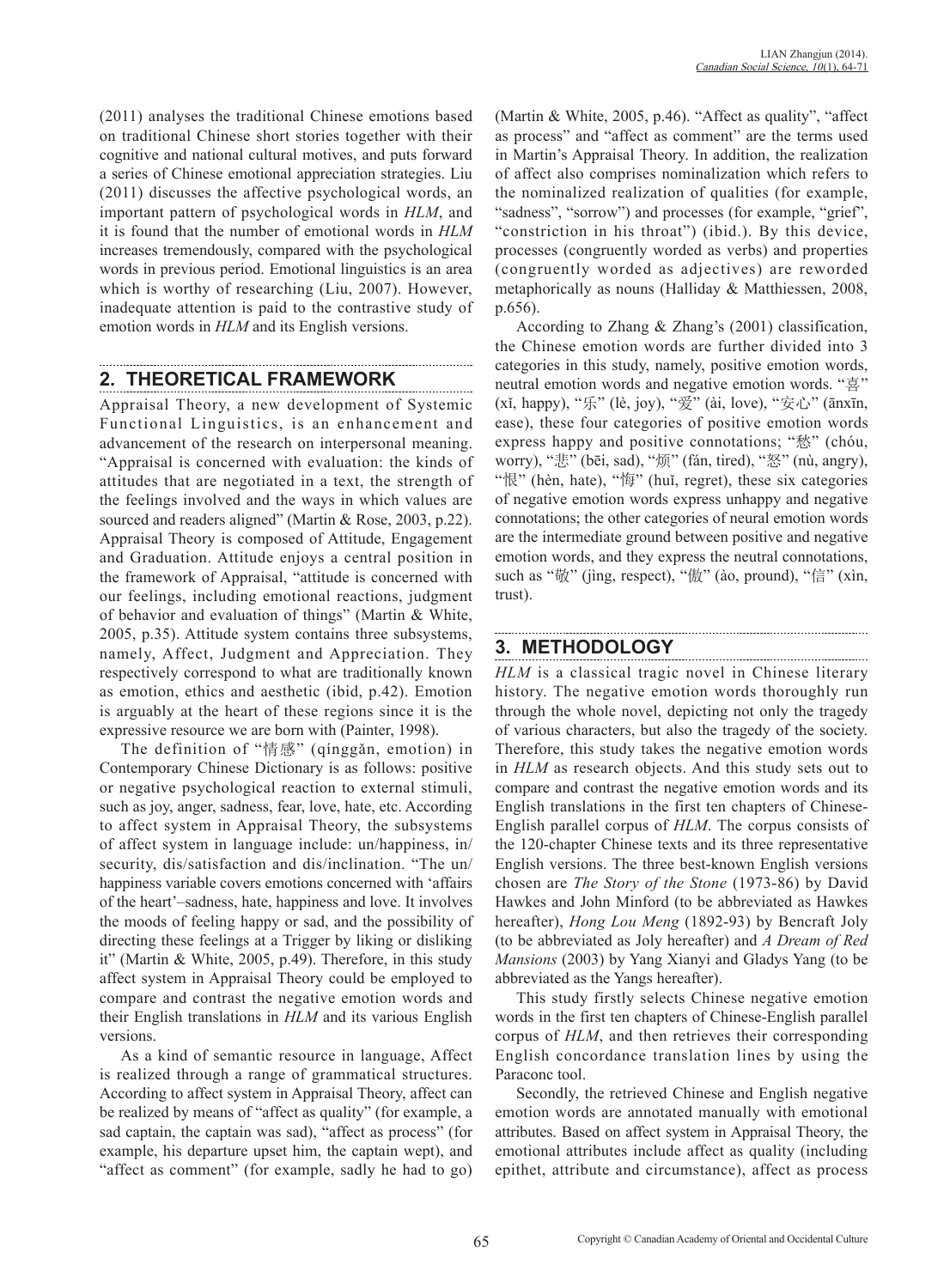(2011) analyses the traditional Chinese emotions based on traditional Chinese short stories together with their cognitive and national cultural motives, and puts forward a series of Chinese emotional appreciation strategies. Liu (2011) discusses the affective psychological words, an important pattern of psychological words in *HLM*, and it is found that the number of emotional words in *HLM* increases tremendously, compared with the psychological words in previous period. Emotional linguistics is an area which is worthy of researching (Liu, 2007). However, inadequate attention is paid to the contrastive study of emotion words in *HLM* and its English versions.

## 2. THEORETICAL FRAMEWORK

Appraisal Theory, a new development of Systemic Functional Linguistics, is an enhancement and advancement of the research on interpersonal meaning. "Appraisal is concerned with evaluation: the kinds of attitudes that are negotiated in a text, the strength of the feelings involved and the ways in which values are sourced and readers aligned" (Martin & Rose, 2003, p.22). Appraisal Theory is composed of Attitude, Engagement and Graduation. Attitude enjoys a central position in the framework of Appraisal, "attitude is concerned with our feelings, including emotional reactions, judgment of behavior and evaluation of things" (Martin & White, 2005, p.35). Attitude system contains three subsystems, namely, Affect, Judgment and Appreciation. They respectively correspond to what are traditionally known as emotion, ethics and aesthetic (ibid, p.42). Emotion is arguably at the heart of these regions since it is the expressive resource we are born with (Painter, 1998).

The definition of "情感" (qínggǎn, emotion) in Contemporary Chinese Dictionary is as follows: positive or negative psychological reaction to external stimuli, such as joy, anger, sadness, fear, love, hate, etc. According to affect system in Appraisal Theory, the subsystems of affect system in language include: un/happiness, in/security, dis/satisfaction and dis/inclination. "The un/happiness variable covers emotions concerned with 'affairs of the heart'–sadness, hate, happiness and love. It involves the moods of feeling happy or sad, and the possibility of directing these feelings at a Trigger by liking or disliking it" (Martin & White, 2005, p.49). Therefore, in this study affect system in Appraisal Theory could be employed to compare and contrast the negative emotion words and their English translations in *HLM* and its various English versions.

As a kind of semantic resource in language, Affect is realized through a range of grammatical structures. According to affect system in Appraisal Theory, affect can be realized by means of "affect as quality" (for example, a sad captain, the captain was sad), "affect as process" (for example, his departure upset him, the captain wept), and "affect as comment" (for example, sadly he had to go) (Martin & White, 2005, p.46). "Affect as quality", "affect as process" and "affect as comment" are the terms used in Martin's Appraisal Theory. In addition, the realization of affect also comprises nominalization which refers to the nominalized realization of qualities (for example, "sadness", "sorrow") and processes (for example, "grief", "constriction in his throat") (ibid.). By this device, processes (congruently worded as verbs) and properties (congruently worded as adjectives) are reworded metaphorically as nouns (Halliday & Matthiessen, 2008, p.656).

According to Zhang & Zhang's (2001) classification, the Chinese emotion words are further divided into 3 categories in this study, namely, positive emotion words, neutral emotion words and negative emotion words. "喜" (xǐ, happy), "乐" (lè, joy), "爱" (ài, love), "安心" (ānxīn, ease), these four categories of positive emotion words express happy and positive connotations; "愁" (chóu, worry), "悲" (bēi, sad), "烦" (fán, tired), "怒" (nù, angry), "恨" (hèn, hate), "悔" (huǐ, regret), these six categories of negative emotion words express unhappy and negative connotations; the other categories of neural emotion words are the intermediate ground between positive and negative emotion words, and they express the neutral connotations, such as "敬" (jìng, respect), "傲" (ào, pround), "信" (xìn, trust).

## 3. METHODOLOGY

*HLM* is a classical tragic novel in Chinese literary history. The negative emotion words thoroughly run through the whole novel, depicting not only the tragedy of various characters, but also the tragedy of the society. Therefore, this study takes the negative emotion words in *HLM* as research objects. And this study sets out to compare and contrast the negative emotion words and its English translations in the first ten chapters of Chinese-English parallel corpus of *HLM*. The corpus consists of the 120-chapter Chinese texts and its three representative English versions. The three best-known English versions chosen are *The Story of the Stone* (1973-86) by David Hawkes and John Minford (to be abbreviated as Hawkes hereafter), *Hong Lou Meng* (1892-93) by Bencraft Joly (to be abbreviated as Joly hereafter) and *A Dream of Red Mansions* (2003) by Yang Xianyi and Gladys Yang (to be abbreviated as the Yangs hereafter).

This study firstly selects Chinese negative emotion words in the first ten chapters of Chinese-English parallel corpus of *HLM*, and then retrieves their corresponding English concordance translation lines by using the Paraconc tool.

Secondly, the retrieved Chinese and English negative emotion words are annotated manually with emotional attributes. Based on affect system in Appraisal Theory, the emotional attributes include affect as quality (including epithet, attribute and circumstance), affect as process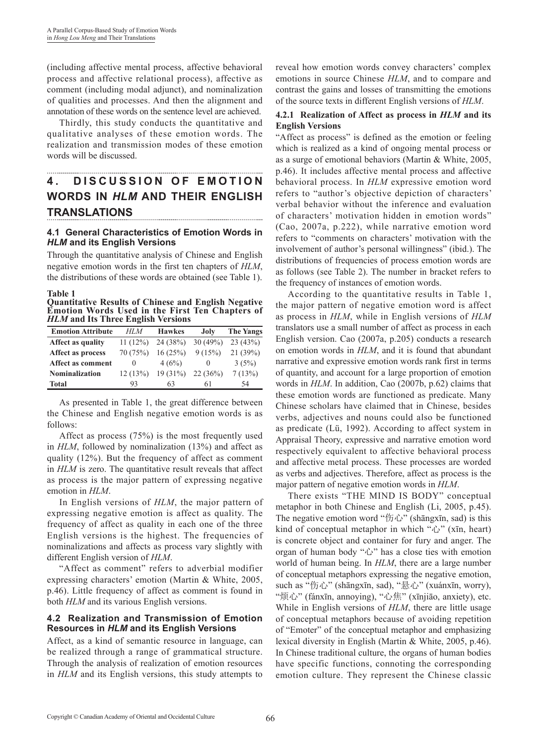(including affective mental process, affective behavioral process and affective relational process), affective as comment (including modal adjunct), and nominalization of qualities and processes. And then the alignment and annotation of these words on the sentence level are achieved.

Thirdly, this study conducts the quantitative and qualitative analyses of these emotion words. The realization and transmission modes of these emotion words will be discussed.

## 4. DISCUSSION OF EMOTION WORDS IN *HLM* AND THEIR ENGLISH TRANSLATIONS

### 4.1 General Characteristics of Emotion Words in *HLM* and its English Versions

Through the quantitative analysis of Chinese and English negative emotion words in the first ten chapters of *HLM*, the distributions of these words are obtained (see Table 1).

**Table 1**
**Quantitative Results of Chinese and English Negative Emotion Words Used in the First Ten Chapters of *HLM* and Its Three English Versions**

| Emotion Attribute | *HLM* | Hawkes | Joly | The Yangs |
|---|---|---|---|---|
| Affect as quality | 11 (12%) | 24 (38%) | 30 (49%) | 23 (43%) |
| Affect as process | 70 (75%) | 16 (25%) | 9 (15%) | 21 (39%) |
| Affect as comment | 0 | 4 (6%) | 0 | 3 (5%) |
| Nominalization | 12 (13%) | 19 (31%) | 22 (36%) | 7 (13%) |
| Total | 93 | 63 | 61 | 54 |

As presented in Table 1, the great difference between the Chinese and English negative emotion words is as follows:

Affect as process (75%) is the most frequently used in *HLM*, followed by nominalization (13%) and affect as quality (12%). But the frequency of affect as comment in *HLM* is zero. The quantitative result reveals that affect as process is the major pattern of expressing negative emotion in *HLM*.

In English versions of *HLM*, the major pattern of expressing negative emotion is affect as quality. The frequency of affect as quality in each one of the three English versions is the highest. The frequencies of nominalizations and affects as process vary slightly with different English version of *HLM*.

"Affect as comment" refers to adverbial modifier expressing characters' emotion (Martin & White, 2005, p.46). Little frequency of affect as comment is found in both *HLM* and its various English versions.

### 4.2 Realization and Transmission of Emotion Resources in *HLM* and its English Versions

Affect, as a kind of semantic resource in language, can be realized through a range of grammatical structure. Through the analysis of realization of emotion resources in *HLM* and its English versions, this study attempts to reveal how emotion words convey characters' complex emotions in source Chinese *HLM*, and to compare and contrast the gains and losses of transmitting the emotions of the source texts in different English versions of *HLM*.

#### 4.2.1 Realization of Affect as process in *HLM* and its English Versions

"Affect as process" is defined as the emotion or feeling which is realized as a kind of ongoing mental process or as a surge of emotional behaviors (Martin & White, 2005, p.46). It includes affective mental process and affective behavioral process. In *HLM* expressive emotion word refers to "author's objective depiction of characters' verbal behavior without the inference and evaluation of characters' motivation hidden in emotion words" (Cao, 2007a, p.222), while narrative emotion word refers to "comments on characters' motivation with the involvement of author's personal willingness" (ibid.). The distributions of frequencies of process emotion words are as follows (see Table 2). The number in bracket refers to the frequency of instances of emotion words.

According to the quantitative results in Table 1, the major pattern of negative emotion word is affect as process in *HLM*, while in English versions of *HLM* translators use a small number of affect as process in each English version. Cao (2007a, p.205) conducts a research on emotion words in *HLM*, and it is found that abundant narrative and expressive emotion words rank first in terms of quantity, and account for a large proportion of emotion words in *HLM*. In addition, Cao (2007b, p.62) claims that these emotion words are functioned as predicate. Many Chinese scholars have claimed that in Chinese, besides verbs, adjectives and nouns could also be functioned as predicate (Lü, 1992). According to affect system in Appraisal Theory, expressive and narrative emotion word respectively equivalent to affective behavioral process and affective metal process. These processes are worded as verbs and adjectives. Therefore, affect as process is the major pattern of negative emotion words in *HLM*.

There exists "THE MIND IS BODY" conceptual metaphor in both Chinese and English (Li, 2005, p.45). The negative emotion word "伤心" (shāngxīn, sad) is this kind of conceptual metaphor in which "心" (xīn, heart) is concrete object and container for fury and anger. The organ of human body "心" has a close ties with emotion world of human being. In *HLM*, there are a large number of conceptual metaphors expressing the negative emotion, such as "伤心" (shāngxīn, sad), "悬心" (xuánxīn, worry), "烦心" (fánxīn, annoying), "心焦" (xīnjiāo, anxiety), etc. While in English versions of *HLM*, there are little usage of conceptual metaphors because of avoiding repetition of "Emoter" of the conceptual metaphor and emphasizing lexical diversity in English (Martin & White, 2005, p.46). In Chinese traditional culture, the organs of human bodies have specific functions, connoting the corresponding emotion culture. They represent the Chinese classic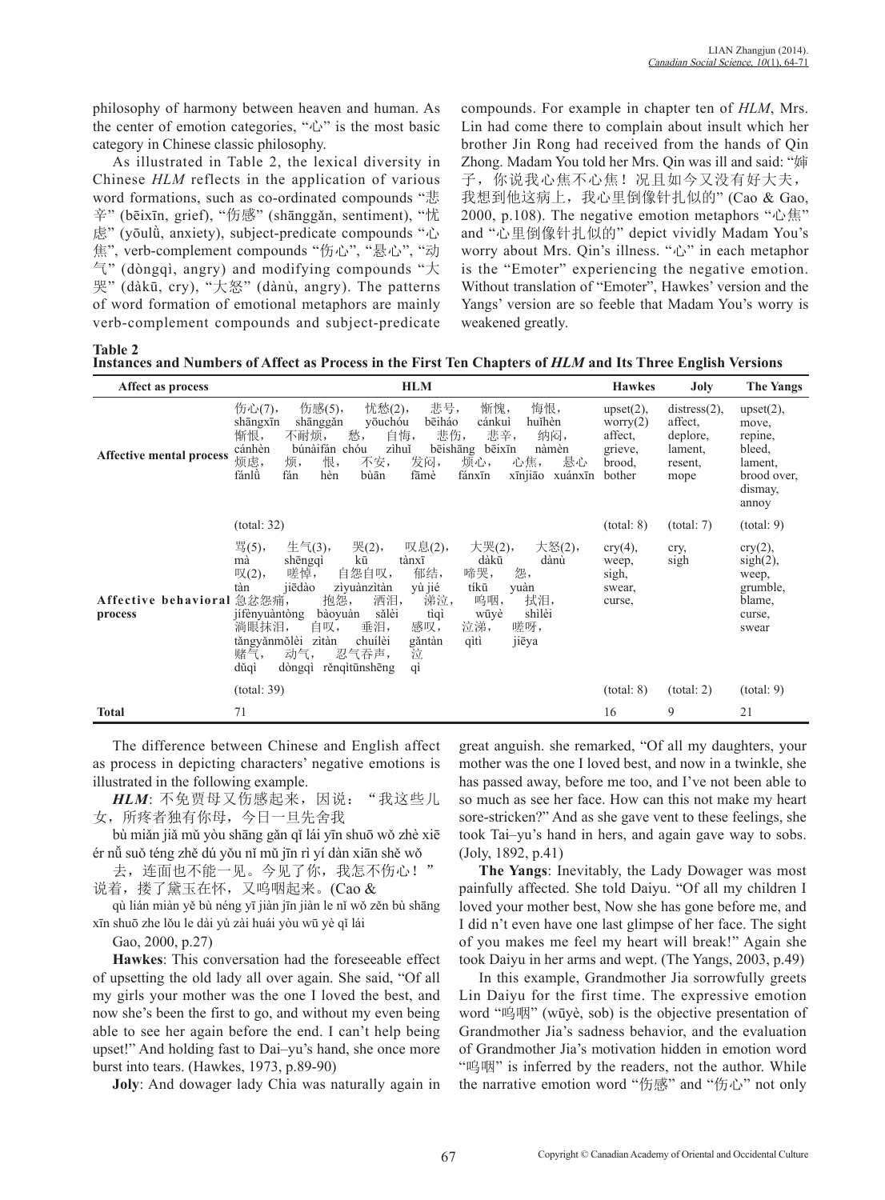philosophy of harmony between heaven and human. As the center of emotion categories, "心" is the most basic category in Chinese classic philosophy.

As illustrated in Table 2, the lexical diversity in Chinese *HLM* reflects in the application of various word formations, such as co-ordinated compounds "悲辛" (bēixīn, grief), "伤感" (shānggǎn, sentiment), "忧虑" (yōulǜ, anxiety), subject-predicate compounds "心焦", verb-complement compounds "伤心", "悬心", "动气" (dòngqì, angry) and modifying compounds "大哭" (dàkū, cry), "大怒" (dànù, angry). The patterns of word formation of emotional metaphors are mainly verb-complement compounds and subject-predicate compounds. For example in chapter ten of *HLM*, Mrs. Lin had come there to complain about insult which her brother Jin Rong had received from the hands of Qin Zhong. Madam You told her Mrs. Qin was ill and said: "婶子，你说我心焦不心焦！况且如今又没有好大夫，我想到他这病上，我心里倒像针扎似的" (Cao & Gao, 2000, p.108). The negative emotion metaphors "心焦" and "心里倒像针扎似的" depict vividly Madam You's worry about Mrs. Qin's illness. "心" in each metaphor is the "Emoter" experiencing the negative emotion. Without translation of "Emoter", Hawkes' version and the Yangs' version are so feeble that Madam You's worry is weakened greatly.

**Table 2**
**Instances and Numbers of Affect as Process in the First Ten Chapters of *HLM* and Its Three English Versions**

| Affect as process | HLM | Hawkes | Joly | The Yangs |
|---|---|---|---|---|
| Affective mental process | 伤心(7), shāngxīn 伤感(5), shānggǎn 忧愁(2), yōuchóu 悲号, bēiháo 惭愧, cánkuì 悔恨, huǐhèn 惭恨, cánhèn 不耐烦, bùnàifán 愁, chóu 自悔, zìhuǐ 悲伤, bēishāng 悲辛, bēixīn 纳闷, nàmèn 烦虑, fánlǜ 烦, fán 恨, hèn 不安, bùān 发闷, fāmè 烦心, fánxīn 心焦, xīnjiāo 悬心 xuánxīn | upset(2), worry(2) affect, grieve, brood, bother | distress(2), affect, deplore, lament, resent, mope | upset(2), move, repine, bleed, lament, brood over, dismay, annoy |
| | (total: 32) | (total: 8) | (total: 7) | (total: 9) |
| Affective behavioral process | 骂(5), mà 生气(3), shēngqì 哭(2), kū 叹息(2), tànxī 大哭(2), dàkū 大怒(2), dànù 叹(2), tàn 嗟悼, jiēdào 自怨自叹, zìyuànzìtàn 郁结, yù jié 啼哭, tíkū 怨, yuàn 急忿怨痛, jífènyuàntòng 抱怨, bàoyuàn 洒泪, sǎlèi 涕泣, tìqì 呜咽, wūyè 拭泪, shìlèi 淌眼抹泪, tǎngyǎnmǒlèi 自叹, zìtàn 垂泪, chuílèi 感叹, gǎntàn 泣涕, qìtì 嗟呀, jiēya 赌气, dǔqì 动气, dòngqì 忍气吞声, rěnqìtūnshēng 泣 qì | cry(4), weep, sigh, swear, curse, | cry, sigh | cry(2), sigh(2), weep, grumble, blame, curse, swear |
| | (total: 39) | (total: 8) | (total: 2) | (total: 9) |
| **Total** | 71 | 16 | 9 | 21 |

The difference between Chinese and English affect as process in depicting characters' negative emotions is illustrated in the following example.

***HLM***: 不免贾母又伤感起来，因说："我这些儿女，所疼者独有你母，今日一旦先舍我

bù miǎn jiǎ mǔ yòu shāng gǎn qǐ lái yīn shuō wǒ zhè xiē ér nǚ suǒ téng zhě dú yǒu nǐ mǔ jīn rì yí dàn xiān shě wǒ

去，连面也不能一见。今见了你，我怎不伤心！"说着，搂了黛玉在怀，又呜咽起来。(Cao & Gao, 2000, p.27)

qù lián miàn yě bù néng yī jiàn jīn jiàn le nǐ wǒ zěn bù shāng xīn shuō zhe lǒu le dài yù zài huái yòu wū yè qǐ lái

**Hawkes**: This conversation had the foreseeable effect of upsetting the old lady all over again. She said, "Of all my girls your mother was the one I loved the best, and now she's been the first to go, and without my even being able to see her again before the end. I can't help being upset!" And holding fast to Dai–yu's hand, she once more burst into tears. (Hawkes, 1973, p.89-90)

**Joly**: And dowager lady Chia was naturally again in great anguish. she remarked, "Of all my daughters, your mother was the one I loved best, and now in a twinkle, she has passed away, before me too, and I've not been able to so much as see her face. How can this not make my heart sore-stricken?" And as she gave vent to these feelings, she took Tai–yu's hand in hers, and again gave way to sobs. (Joly, 1892, p.41)

**The Yangs**: Inevitably, the Lady Dowager was most painfully affected. She told Daiyu. "Of all my children I loved your mother best, Now she has gone before me, and I did n't even have one last glimpse of her face. The sight of you makes me feel my heart will break!" Again she took Daiyu in her arms and wept. (The Yangs, 2003, p.49)

In this example, Grandmother Jia sorrowfully greets Lin Daiyu for the first time. The expressive emotion word "呜咽" (wūyè, sob) is the objective presentation of Grandmother Jia's sadness behavior, and the evaluation of Grandmother Jia's motivation hidden in emotion word "呜咽" is inferred by the readers, not the author. While the narrative emotion word "伤感" and "伤心" not only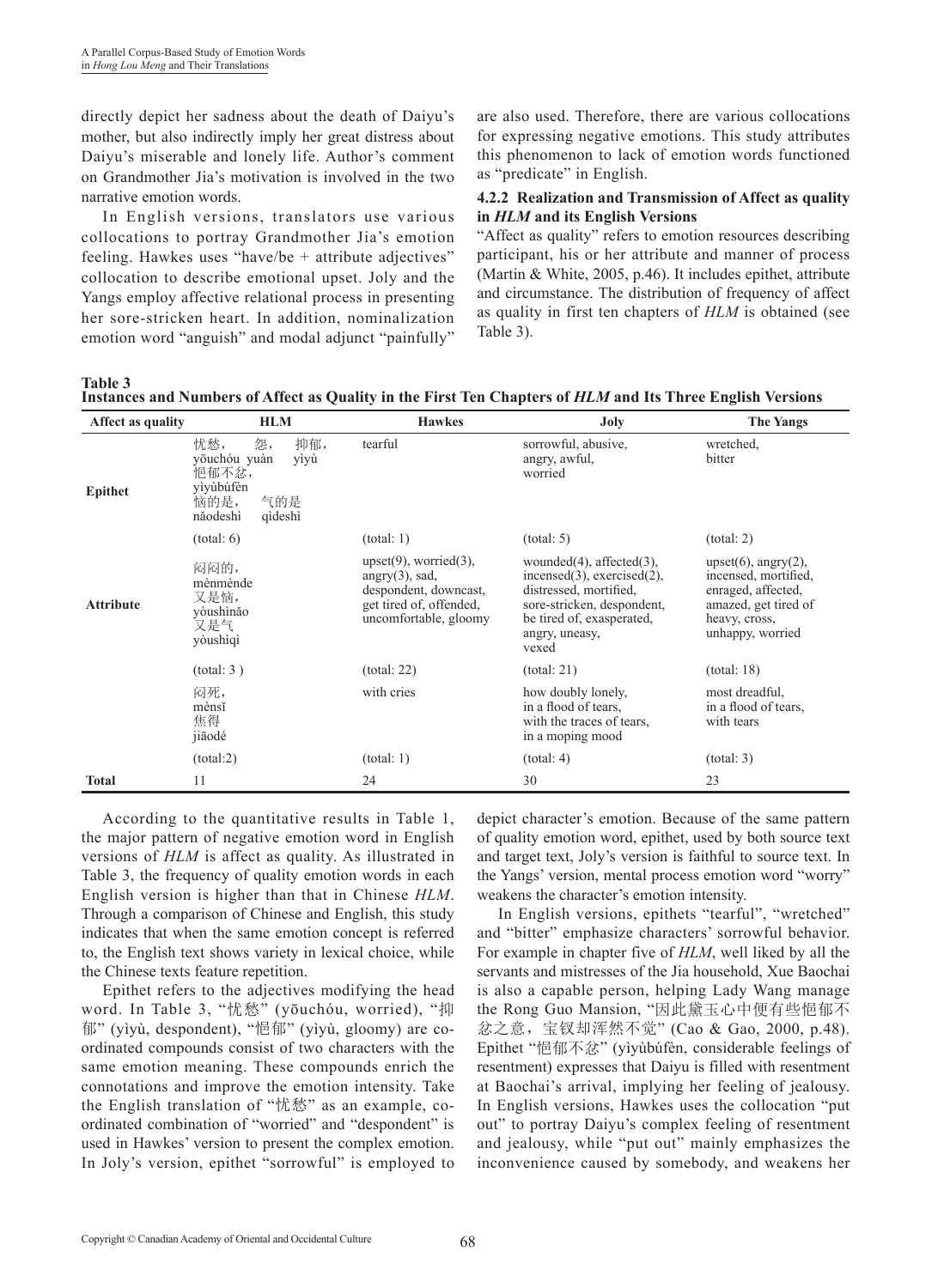directly depict her sadness about the death of Daiyu's mother, but also indirectly imply her great distress about Daiyu's miserable and lonely life. Author's comment on Grandmother Jia's motivation is involved in the two narrative emotion words.

In English versions, translators use various collocations to portray Grandmother Jia's emotion feeling. Hawkes uses "have/be + attribute adjectives" collocation to describe emotional upset. Joly and the Yangs employ affective relational process in presenting her sore-stricken heart. In addition, nominalization emotion word "anguish" and modal adjunct "painfully" are also used. Therefore, there are various collocations for expressing negative emotions. This study attributes this phenomenon to lack of emotion words functioned as "predicate" in English.

### 4.2.2 Realization and Transmission of Affect as quality in *HLM* and its English Versions

"Affect as quality" refers to emotion resources describing participant, his or her attribute and manner of process (Martin & White, 2005, p.46). It includes epithet, attribute and circumstance. The distribution of frequency of affect as quality in first ten chapters of *HLM* is obtained (see Table 3).

**Table 3**
**Instances and Numbers of Affect as Quality in the First Ten Chapters of *HLM* and Its Three English Versions**

| Affect as quality | HLM | Hawkes | Joly | The Yangs |
|---|---|---|---|---|
| Epithet | 忧愁, yōuchóu 怨, yuàn 抑郁, yìyù 悒郁不忿, yìyùbúfèn 恼的是, nǎodeshì 气的是 qìdeshì | tearful | sorrowful, abusive, angry, awful, worried | wretched, bitter |
| | (total: 6) | (total: 1) | (total: 5) | (total: 2) |
| Attribute | 闷闷的, mènmènde 又是恼, yòushìnǎo 又是气 yòushìqì | upset(9), worried(3), angry(3), sad, despondent, downcast, get tired of, offended, uncomfortable, gloomy | wounded(4), affected(3), incensed(3), exercised(2), distressed, mortified, sore-stricken, despondent, be tired of, exasperated, angry, uneasy, vexed | upset(6), angry(2), incensed, mortified, enraged, affected, amazed, get tired of heavy, cross, unhappy, worried |
| | (total: 3 ) | (total: 22) | (total: 21) | (total: 18) |
| | 闷死, mènsǐ 焦得 jiāodé | with cries | how doubly lonely, in a flood of tears, with the traces of tears, in a moping mood | most dreadful, in a flood of tears, with tears |
| | (total:2) | (total: 1) | (total: 4) | (total: 3) |
| Total | 11 | 24 | 30 | 23 |

According to the quantitative results in Table 1, the major pattern of negative emotion word in English versions of *HLM* is affect as quality. As illustrated in Table 3, the frequency of quality emotion words in each English version is higher than that in Chinese *HLM*. Through a comparison of Chinese and English, this study indicates that when the same emotion concept is referred to, the English text shows variety in lexical choice, while the Chinese texts feature repetition.

Epithet refers to the adjectives modifying the head word. In Table 3, "忧愁" (yōuchóu, worried), "抑郁" (yìyù, despondent), "悒郁" (yìyù, gloomy) are coordinated compounds consist of two characters with the same emotion meaning. These compounds enrich the connotations and improve the emotion intensity. Take the English translation of "忧愁" as an example, coordinated combination of "worried" and "despondent" is used in Hawkes' version to present the complex emotion. In Joly's version, epithet "sorrowful" is employed to depict character's emotion. Because of the same pattern of quality emotion word, epithet, used by both source text and target text, Joly's version is faithful to source text. In the Yangs' version, mental process emotion word "worry" weakens the character's emotion intensity.

In English versions, epithets "tearful", "wretched" and "bitter" emphasize characters' sorrowful behavior. For example in chapter five of *HLM*, well liked by all the servants and mistresses of the Jia household, Xue Baochai is also a capable person, helping Lady Wang manage the Rong Guo Mansion, "因此黛玉心中便有些悒郁不忿之意，宝钗却浑然不觉" (Cao & Gao, 2000, p.48). Epithet "悒郁不忿" (yìyùbúfèn, considerable feelings of resentment) expresses that Daiyu is filled with resentment at Baochai's arrival, implying her feeling of jealousy. In English versions, Hawkes uses the collocation "put out" to portray Daiyu's complex feeling of resentment and jealousy, while "put out" mainly emphasizes the inconvenience caused by somebody, and weakens her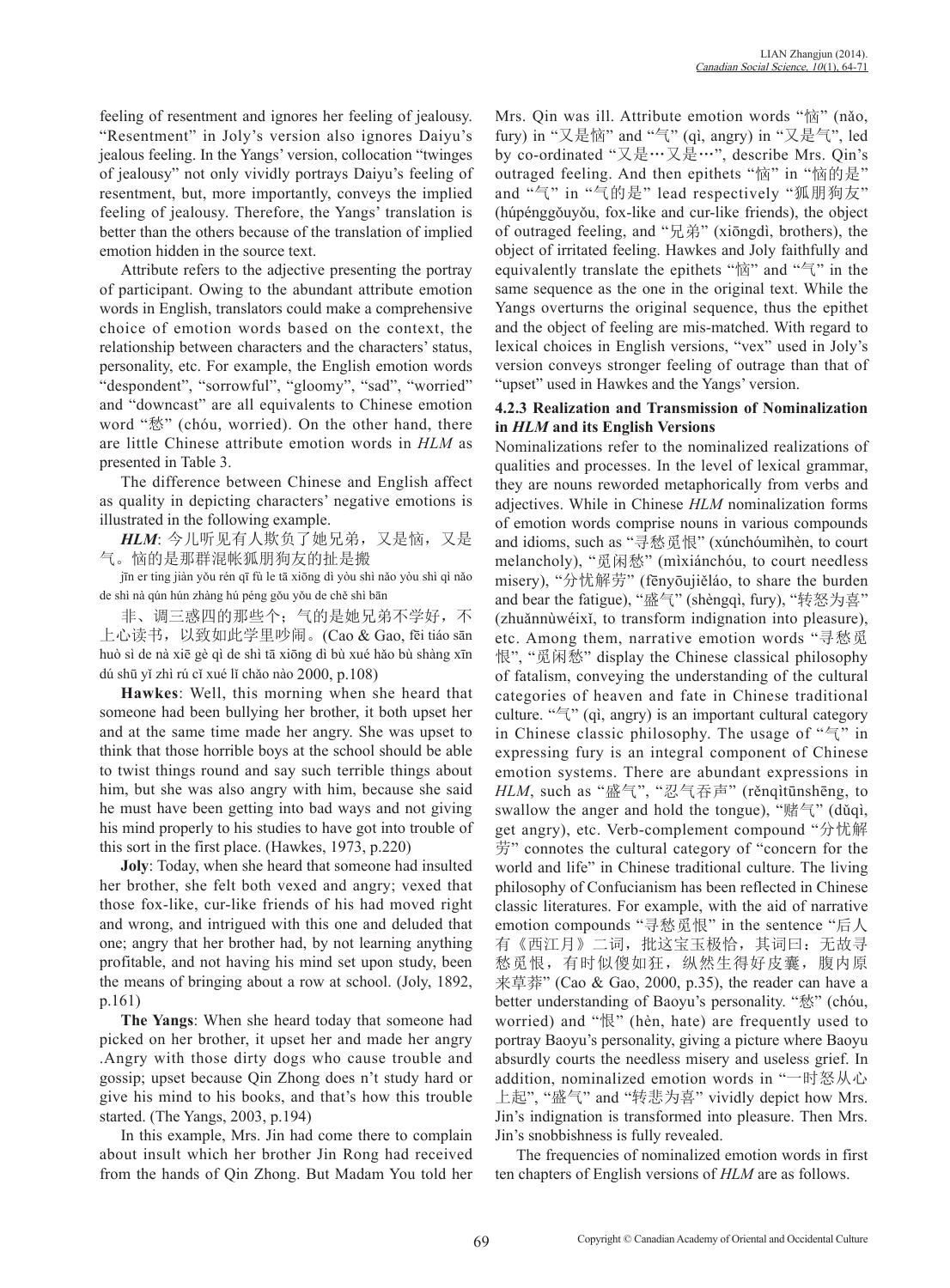feeling of resentment and ignores her feeling of jealousy. "Resentment" in Joly's version also ignores Daiyu's jealous feeling. In the Yangs' version, collocation "twinges of jealousy" not only vividly portrays Daiyu's feeling of resentment, but, more importantly, conveys the implied feeling of jealousy. Therefore, the Yangs' translation is better than the others because of the translation of implied emotion hidden in the source text.

Attribute refers to the adjective presenting the portray of participant. Owing to the abundant attribute emotion words in English, translators could make a comprehensive choice of emotion words based on the context, the relationship between characters and the characters' status, personality, etc. For example, the English emotion words "despondent", "sorrowful", "gloomy", "sad", "worried" and "downcast" are all equivalents to Chinese emotion word "愁" (chóu, worried). On the other hand, there are little Chinese attribute emotion words in *HLM* as presented in Table 3.

The difference between Chinese and English affect as quality in depicting characters' negative emotions is illustrated in the following example.

***HLM***: 今儿听见有人欺负了她兄弟，又是恼，又是气。恼的是那群混帐狐朋狗友的扯是搬

jīn er tìng jiàn yǒu rén qī fù le tā xiōng dì yòu shì nǎo yòu shì qì nǎo de shì nà qún hún zhàng hú péng gǒu yǒu de chě shì bān

非、调三惑四的那些个；气的是她兄弟不学好，不上心读书，以致如此学里吵闹。(Cao & Gao, fēi tiáo sān huò sì de nà xiē gè qì de shì tā xiōng dì bù xué hǎo bù shàng xīn dú shū yǐ zhì rú cǐ xué lǐ chǎo nào 2000, p.108)

**Hawkes**: Well, this morning when she heard that someone had been bullying her brother, it both upset her and at the same time made her angry. She was upset to think that those horrible boys at the school should be able to twist things round and say such terrible things about him, but she was also angry with him, because she said he must have been getting into bad ways and not giving his mind properly to his studies to have got into trouble of this sort in the first place. (Hawkes, 1973, p.220)

**Joly**: Today, when she heard that someone had insulted her brother, she felt both vexed and angry; vexed that those fox-like, cur-like friends of his had moved right and wrong, and intrigued with this one and deluded that one; angry that her brother had, by not learning anything profitable, and not having his mind set upon study, been the means of bringing about a row at school. (Joly, 1892, p.161)

**The Yangs**: When she heard today that someone had picked on her brother, it upset her and made her angry .Angry with those dirty dogs who cause trouble and gossip; upset because Qin Zhong does n't study hard or give his mind to his books, and that's how this trouble started. (The Yangs, 2003, p.194)

In this example, Mrs. Jin had come there to complain about insult which her brother Jin Rong had received from the hands of Qin Zhong. But Madam You told her Mrs. Qin was ill. Attribute emotion words "恼" (nǎo, fury) in "又是恼" and "气" (qì, angry) in "又是气", led by co-ordinated "又是…又是…", describe Mrs. Qin's outraged feeling. And then epithets "恼" in "恼的是" and "气" in "气的是" lead respectively "狐朋狗友" (húpénggǒuyǒu, fox-like and cur-like friends), the object of outraged feeling, and "兄弟" (xiōngdì, brothers), the object of irritated feeling. Hawkes and Joly faithfully and equivalently translate the epithets "恼" and "气" in the same sequence as the one in the original text. While the Yangs overturns the original sequence, thus the epithet and the object of feeling are mis-matched. With regard to lexical choices in English versions, "vex" used in Joly's version conveys stronger feeling of outrage than that of "upset" used in Hawkes and the Yangs' version.

#### 4.2.3 Realization and Transmission of Nominalization in *HLM* and its English Versions

Nominalizations refer to the nominalized realizations of qualities and processes. In the level of lexical grammar, they are nouns reworded metaphorically from verbs and adjectives. While in Chinese *HLM* nominalization forms of emotion words comprise nouns in various compounds and idioms, such as "寻愁觅恨" (xúnchóumìhèn, to court melancholy), "觅闲愁" (mìxiánchóu, to court needless misery), "分忧解劳" (fēnyōujiěláo, to share the burden and bear the fatigue), "盛气" (shèngqì, fury), "转怒为喜" (zhuǎnnùwéixǐ, to transform indignation into pleasure), etc. Among them, narrative emotion words "寻愁觅恨", "觅闲愁" display the Chinese classical philosophy of fatalism, conveying the understanding of the cultural categories of heaven and fate in Chinese traditional culture. "气" (qì, angry) is an important cultural category in Chinese classic philosophy. The usage of "气" in expressing fury is an integral component of Chinese emotion systems. There are abundant expressions in *HLM*, such as "盛气", "忍气吞声" (rěnqìtūnshēng, to swallow the anger and hold the tongue), "赌气" (dǔqì, get angry), etc. Verb-complement compound "分忧解劳" connotes the cultural category of "concern for the world and life" in Chinese traditional culture. The living philosophy of Confucianism has been reflected in Chinese classic literatures. For example, with the aid of narrative emotion compounds "寻愁觅恨" in the sentence "后人有《西江月》二词，批这宝玉极恰，其词曰：无故寻愁觅恨，有时似傻如狂，纵然生得好皮囊，腹内原来草莽" (Cao & Gao, 2000, p.35), the reader can have a better understanding of Baoyu's personality. "愁" (chóu, worried) and "恨" (hèn, hate) are frequently used to portray Baoyu's personality, giving a picture where Baoyu absurdly courts the needless misery and useless grief. In addition, nominalized emotion words in "一时怒从心上起", "盛气" and "转悲为喜" vividly depict how Mrs. Jin's indignation is transformed into pleasure. Then Mrs. Jin's snobbishness is fully revealed.

The frequencies of nominalized emotion words in first ten chapters of English versions of *HLM* are as follows.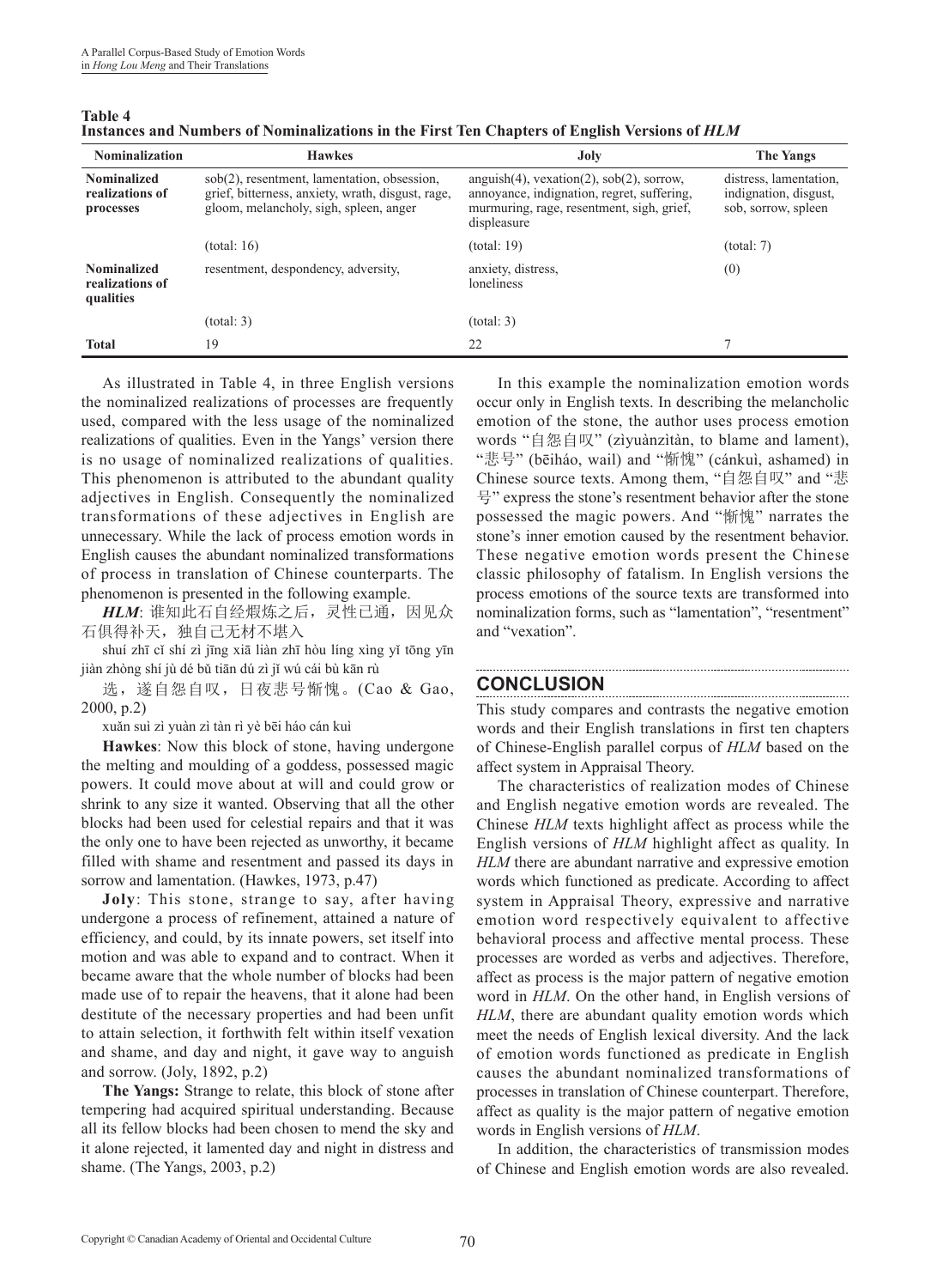**Table 4**
**Instances and Numbers of Nominalizations in the First Ten Chapters of English Versions of *HLM***

| Nominalization | Hawkes | Joly | The Yangs |
|---|---|---|---|
| **Nominalized realizations of processes** | sob(2), resentment, lamentation, obsession, grief, bitterness, anxiety, wrath, disgust, rage, gloom, melancholy, sigh, spleen, anger | anguish(4), vexation(2), sob(2), sorrow, annoyance, indignation, regret, suffering, murmuring, rage, resentment, sigh, grief, displeasure | distress, lamentation, indignation, disgust, sob, sorrow, spleen |
| | (total: 16) | (total: 19) | (total: 7) |
| **Nominalized realizations of qualities** | resentment, despondency, adversity, | anxiety, distress, loneliness | (0) |
| | (total: 3) | (total: 3) | |
| **Total** | 19 | 22 | 7 |

As illustrated in Table 4, in three English versions the nominalized realizations of processes are frequently used, compared with the less usage of the nominalized realizations of qualities. Even in the Yangs' version there is no usage of nominalized realizations of qualities. This phenomenon is attributed to the abundant quality adjectives in English. Consequently the nominalized transformations of these adjectives in English are unnecessary. While the lack of process emotion words in English causes the abundant nominalized transformations of process in translation of Chinese counterparts. The phenomenon is presented in the following example.

***HLM***: 谁知此石自经煅炼之后，灵性已通，因见众石俱得补天，独自己无材不堪入

shuí zhī cǐ shí zì jīng xiā liàn zhī hòu líng xìng yǐ tōng yīn jiàn zhòng shí jù dé bǔ tiān dú zì jǐ wú cái bù kān rù

选，遂自怨自叹，日夜悲号惭愧。(Cao & Gao, 2000, p.2)

xuǎn suì zì yuàn zì tàn rì yè bēi háo cán kuì

**Hawkes**: Now this block of stone, having undergone the melting and moulding of a goddess, possessed magic powers. It could move about at will and could grow or shrink to any size it wanted. Observing that all the other blocks had been used for celestial repairs and that it was the only one to have been rejected as unworthy, it became filled with shame and resentment and passed its days in sorrow and lamentation. (Hawkes, 1973, p.47)

**Joly**: This stone, strange to say, after having undergone a process of refinement, attained a nature of efficiency, and could, by its innate powers, set itself into motion and was able to expand and to contract. When it became aware that the whole number of blocks had been made use of to repair the heavens, that it alone had been destitute of the necessary properties and had been unfit to attain selection, it forthwith felt within itself vexation and shame, and day and night, it gave way to anguish and sorrow. (Joly, 1892, p.2)

**The Yangs:** Strange to relate, this block of stone after tempering had acquired spiritual understanding. Because all its fellow blocks had been chosen to mend the sky and it alone rejected, it lamented day and night in distress and shame. (The Yangs, 2003, p.2)

In this example the nominalization emotion words occur only in English texts. In describing the melancholic emotion of the stone, the author uses process emotion words "自怨自叹" (zìyuànzìtàn, to blame and lament), "悲号" (bēiháo, wail) and "惭愧" (cánkuì, ashamed) in Chinese source texts. Among them, "自怨自叹" and "悲号" express the stone's resentment behavior after the stone possessed the magic powers. And "惭愧" narrates the stone's inner emotion caused by the resentment behavior. These negative emotion words present the Chinese classic philosophy of fatalism. In English versions the process emotions of the source texts are transformed into nominalization forms, such as "lamentation", "resentment" and "vexation".

## CONCLUSION

This study compares and contrasts the negative emotion words and their English translations in first ten chapters of Chinese-English parallel corpus of *HLM* based on the affect system in Appraisal Theory.

The characteristics of realization modes of Chinese and English negative emotion words are revealed. The Chinese *HLM* texts highlight affect as process while the English versions of *HLM* highlight affect as quality. In *HLM* there are abundant narrative and expressive emotion words which functioned as predicate. According to affect system in Appraisal Theory, expressive and narrative emotion word respectively equivalent to affective behavioral process and affective mental process. These processes are worded as verbs and adjectives. Therefore, affect as process is the major pattern of negative emotion word in *HLM*. On the other hand, in English versions of *HLM*, there are abundant quality emotion words which meet the needs of English lexical diversity. And the lack of emotion words functioned as predicate in English causes the abundant nominalized transformations of processes in translation of Chinese counterpart. Therefore, affect as quality is the major pattern of negative emotion words in English versions of *HLM*.

In addition, the characteristics of transmission modes of Chinese and English emotion words are also revealed.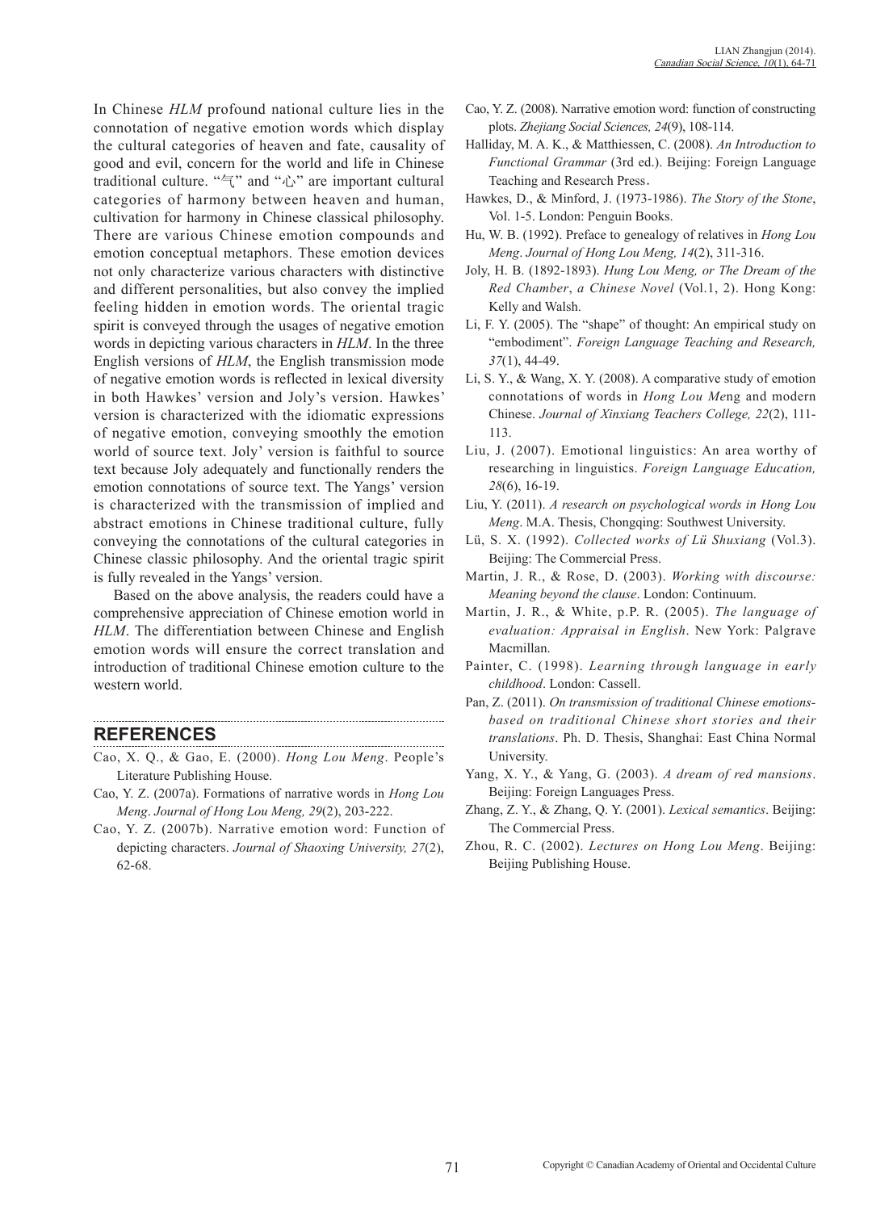In Chinese *HLM* profound national culture lies in the connotation of negative emotion words which display the cultural categories of heaven and fate, causality of good and evil, concern for the world and life in Chinese traditional culture. "气" and "心" are important cultural categories of harmony between heaven and human, cultivation for harmony in Chinese classical philosophy. There are various Chinese emotion compounds and emotion conceptual metaphors. These emotion devices not only characterize various characters with distinctive and different personalities, but also convey the implied feeling hidden in emotion words. The oriental tragic spirit is conveyed through the usages of negative emotion words in depicting various characters in *HLM*. In the three English versions of *HLM*, the English transmission mode of negative emotion words is reflected in lexical diversity in both Hawkes' version and Joly's version. Hawkes' version is characterized with the idiomatic expressions of negative emotion, conveying smoothly the emotion world of source text. Joly' version is faithful to source text because Joly adequately and functionally renders the emotion connotations of source text. The Yangs' version is characterized with the transmission of implied and abstract emotions in Chinese traditional culture, fully conveying the connotations of the cultural categories in Chinese classic philosophy. And the oriental tragic spirit is fully revealed in the Yangs' version.

Based on the above analysis, the readers could have a comprehensive appreciation of Chinese emotion world in *HLM*. The differentiation between Chinese and English emotion words will ensure the correct translation and introduction of traditional Chinese emotion culture to the western world.

## REFERENCES

Cao, X. Q., & Gao, E. (2000). *Hong Lou Meng*. People's Literature Publishing House.

Cao, Y. Z. (2007a). Formations of narrative words in *Hong Lou Meng*. *Journal of Hong Lou Meng, 29*(2), 203-222.

Cao, Y. Z. (2007b). Narrative emotion word: Function of depicting characters. *Journal of Shaoxing University, 27*(2), 62-68.

Cao, Y. Z. (2008). Narrative emotion word: function of constructing plots. *Zhejiang Social Sciences, 24*(9), 108-114.

Halliday, M. A. K., & Matthiessen, C. (2008). *An Introduction to Functional Grammar* (3rd ed.). Beijing: Foreign Language Teaching and Research Press.

Hawkes, D., & Minford, J. (1973-1986). *The Story of the Stone*, Vol. 1-5. London: Penguin Books.

Hu, W. B. (1992). Preface to genealogy of relatives in *Hong Lou Meng*. *Journal of Hong Lou Meng, 14*(2), 311-316.

Joly, H. B. (1892-1893). *Hung Lou Meng, or The Dream of the Red Chamber, a Chinese Novel* (Vol.1, 2). Hong Kong: Kelly and Walsh.

Li, F. Y. (2005). The "shape" of thought: An empirical study on "embodiment". *Foreign Language Teaching and Research, 37*(1), 44-49.

Li, S. Y., & Wang, X. Y. (2008). A comparative study of emotion connotations of words in *Hong Lou Me*ng and modern Chinese. *Journal of Xinxiang Teachers College, 22*(2), 111-113.

Liu, J. (2007). Emotional linguistics: An area worthy of researching in linguistics. *Foreign Language Education, 28*(6), 16-19.

Liu, Y. (2011). *A research on psychological words in Hong Lou Meng*. M.A. Thesis, Chongqing: Southwest University.

Lü, S. X. (1992). *Collected works of Lü Shuxiang* (Vol.3). Beijing: The Commercial Press.

Martin, J. R., & Rose, D. (2003). *Working with discourse: Meaning beyond the clause*. London: Continuum.

Martin, J. R., & White, p.P. R. (2005). *The language of evaluation: Appraisal in English*. New York: Palgrave Macmillan.

Painter, C. (1998). *Learning through language in early childhood*. London: Cassell.

Pan, Z. (2011). *On transmission of traditional Chinese emotions-based on traditional Chinese short stories and their translations*. Ph. D. Thesis, Shanghai: East China Normal University.

Yang, X. Y., & Yang, G. (2003). *A dream of red mansions*. Beijing: Foreign Languages Press.

Zhang, Z. Y., & Zhang, Q. Y. (2001). *Lexical semantics*. Beijing: The Commercial Press.

Zhou, R. C. (2002). *Lectures on Hong Lou Meng*. Beijing: Beijing Publishing House.